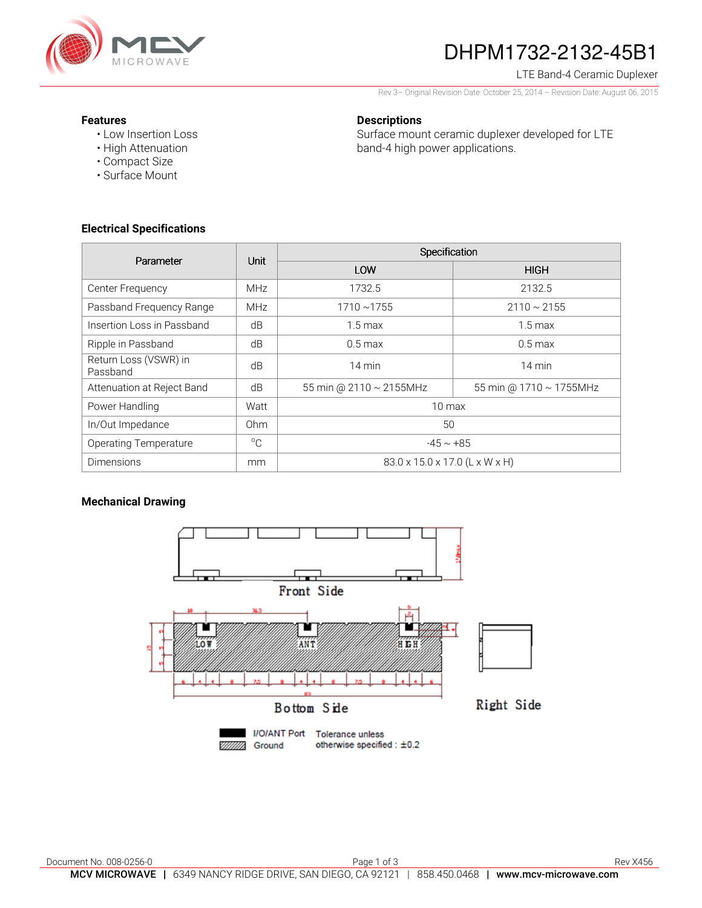# DHPM1732-2132-45B1

LTE Band-4 Ceramic Duplexer

Rev 3– Original Revision Date: October 25, 2014 – Revision Date: August 06, 2015

### Features

- Low Insertion Loss
- High Attenuation
- Compact Size
- Surface Mount

### Descriptions

Surface mount ceramic duplexer developed for LTE band-4 high power applications.

### Electrical Specifications

| Parameter | Unit | Specification | |
|---|---|---|---|
| | | LOW | HIGH |
| Center Frequency | MHz | 1732.5 | 2132.5 |
| Passband Frequency Range | MHz | 1710 ~1755 | 2110 ~ 2155 |
| Insertion Loss in Passband | dB | 1.5 max | 1.5 max |
| Ripple in Passband | dB | 0.5 max | 0.5 max |
| Return Loss (VSWR) in Passband | dB | 14 min | 14 min |
| Attenuation at Reject Band | dB | 55 min @ 2110 ~ 2155MHz | 55 min @ 1710 ~ 1755MHz |
| Power Handling | Watt | 10 max | |
| In/Out Impedance | Ohm | 50 | |
| Operating Temperature | °C | -45 ~ +85 | |
| Dimensions | mm | 83.0 x 15.0 x 17.0 (L x W x H) | |

### Mechanical Drawing

Front Side

Bottom Side

Right Side

I/O/ANT Port

Ground

Tolerance unless otherwise specified : ±0.2

Document No. 008-0256-0

Rev X456

**MCV MICROWAVE** | 6349 NANCY RIDGE DRIVE, SAN DIEGO, CA 92121 | 858.450.0468 | **www.mcv-microwave.com**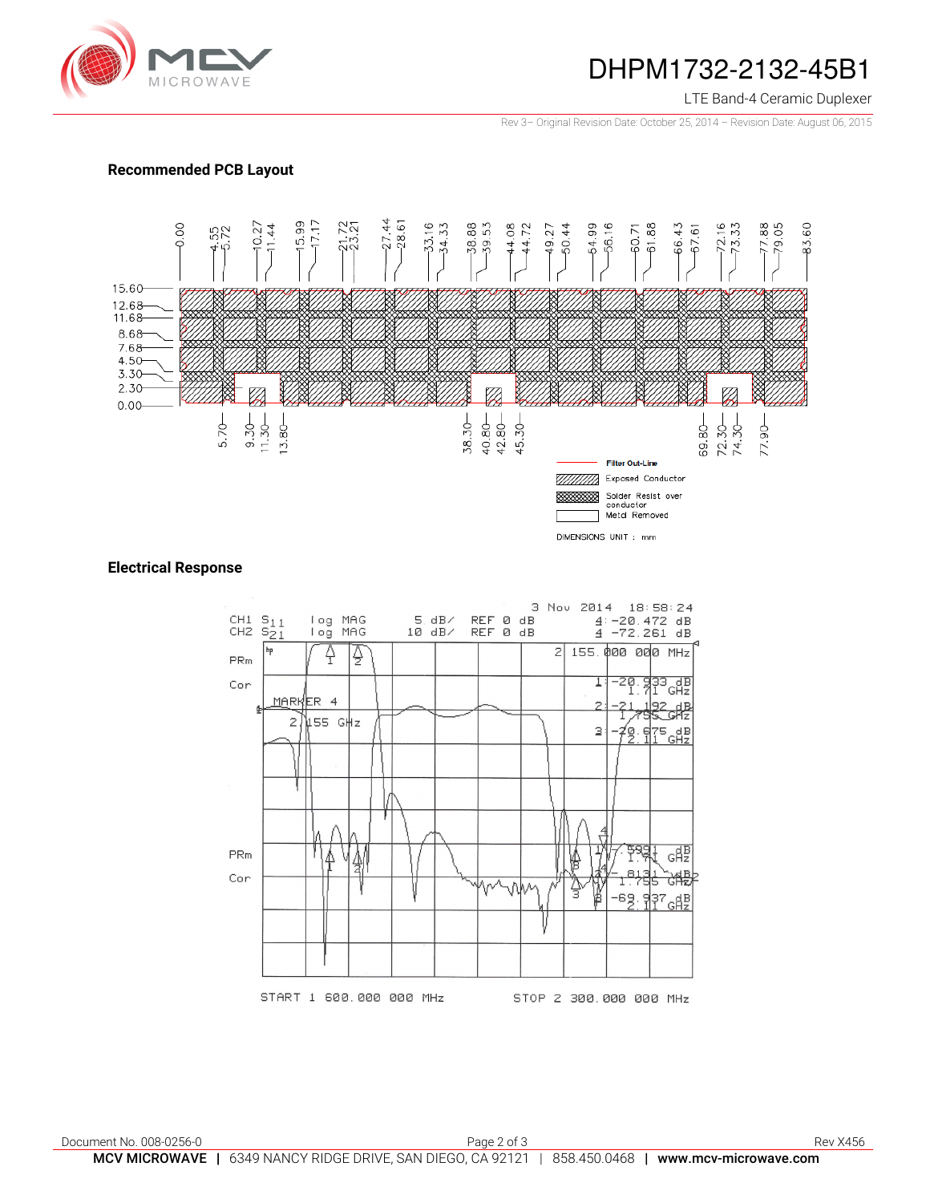## Recommended PCB Layout

Filter Out-Line

Exposed Conductor

Solder Resist over conductor

Metal Removed

DIMENSIONS UNIT : mm

## Electrical Response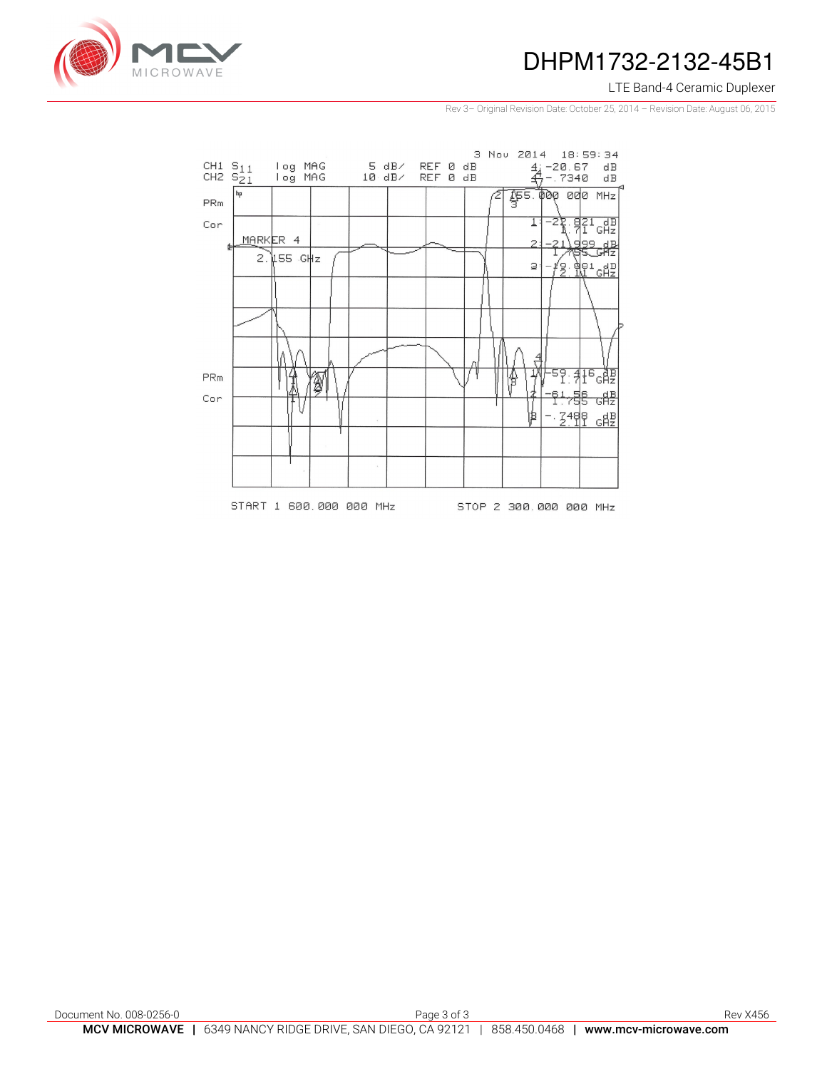# DHPM1732-2132-45B1

LTE Band-4 Ceramic Duplexer

Rev 3– Original Revision Date: October 25, 2014 – Revision Date: August 06, 2015

3 Nov 2014 18:59:34

CH1 $S_{11}$ log MAG 5 dB/ REF 0 dB 4: -20.67 dB

CH2 $S_{21}$ log MAG 10 dB/ REF 0 dB 4: -.7340 dB

2.155.000 000 MHz

PRm

Cor

MARKER 4

2.155 GHz

1: -22.821 dB 1.71 GHz

2: -21.999 dB 1.755 GHz

3: -19.881 dB 2.11 GHz

PRm

Cor

1: -59.416 dB 1.71 GHz

2: -61.56 dB 1.755 GHz

3: -.7488 dB 2.11 GHz

START 1 600.000 000 MHz

STOP 2 300.000 000 MHz

Document No. 008-0256-0

Rev X456

**MCV MICROWAVE** | 6349 NANCY RIDGE DRIVE, SAN DIEGO, CA 92121 | 858.450.0468 | **www.mcv-microwave.com**